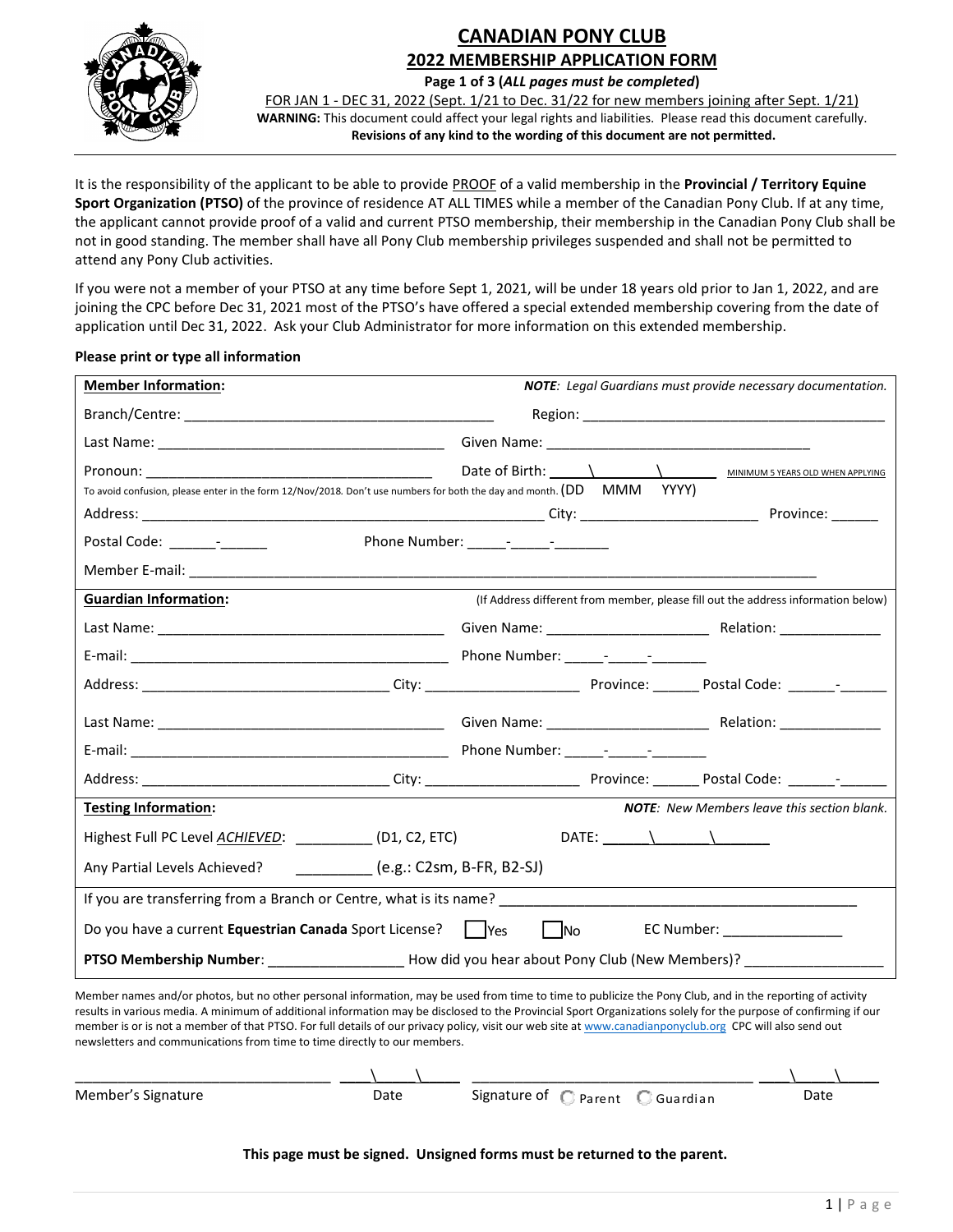# CANADIAN PONY CLUB

## 2022 MEMBERSHIP APPLICATION FORM

**Page 1 of 3 (*ALL pages must be completed*)**

FOR JAN 1 - DEC 31, 2022 (Sept. 1/21 to Dec. 31/22 for new members joining after Sept. 1/21)

**WARNING:** This document could affect your legal rights and liabilities. Please read this document carefully.

**Revisions of any kind to the wording of this document are not permitted.**

It is the responsibility of the applicant to be able to provide PROOF of a valid membership in the **Provincial / Territory Equine Sport Organization (PTSO)** of the province of residence AT ALL TIMES while a member of the Canadian Pony Club. If at any time, the applicant cannot provide proof of a valid and current PTSO membership, their membership in the Canadian Pony Club shall be not in good standing. The member shall have all Pony Club membership privileges suspended and shall not be permitted to attend any Pony Club activities.

If you were not a member of your PTSO at any time before Sept 1, 2021, will be under 18 years old prior to Jan 1, 2022, and are joining the CPC before Dec 31, 2021 most of the PTSO's have offered a special extended membership covering from the date of application until Dec 31, 2022. Ask your Club Administrator for more information on this extended membership.

**Please print or type all information**

**Member Information:** *NOTE: Legal Guardians must provide necessary documentation.*

Branch/Centre: ______________________ Region: ______________________

Last Name: ______________________ Given Name: ______________________

Pronoun: ______________________ Date of Birth: ____\\____\\____ MINIMUM 5 YEARS OLD WHEN APPLYING

To avoid confusion, please enter in the form 12/Nov/2018. Don't use numbers for both the day and month. (DD MMM YYYY)

Address: ______________________ City: ______________ Province: ______

Postal Code: ______-______ Phone Number: _____-_____-_______

Member E-mail: ______________________

**Guardian Information:** (If Address different from member, please fill out the address information below)

Last Name: ______________________ Given Name: ______________ Relation: ____________

E-mail: ______________________ Phone Number: _____-_____-_______

Address: ______________________ City: ______________ Province: ______ Postal Code: ______-______

Last Name: ______________________ Given Name: ______________ Relation: ____________

E-mail: ______________________ Phone Number: _____-_____-_______

Address: ______________________ City: ______________ Province: ______ Postal Code: ______-______

**Testing Information:** *NOTE: New Members leave this section blank.*

Highest Full PC Level *ACHIEVED*: __________ (D1, C2, ETC) DATE: ____\\____\\____

Any Partial Levels Achieved? __________ (e.g.: C2sm, B-FR, B2-SJ)

If you are transferring from a Branch or Centre, what is its name? ______________________

Do you have a current **Equestrian Canada** Sport License? ☐ Yes ☐ No EC Number: ______________

**PTSO Membership Number**: ______________ How did you hear about Pony Club (New Members)? ______________

Member names and/or photos, but no other personal information, may be used from time to time to publicize the Pony Club, and in the reporting of activity results in various media. A minimum of additional information may be disclosed to the Provincial Sport Organizations solely for the purpose of confirming if our member is or is not a member of that PTSO. For full details of our privacy policy, visit our web site at www.canadianponyclub.org CPC will also send out newsletters and communications from time to time directly to our members.

______________________ ____\\____\\____ ______________________ ____\\____\\____

Member's Signature Date Signature of ○ Parent ○ Guardian Date

**This page must be signed. Unsigned forms must be returned to the parent.**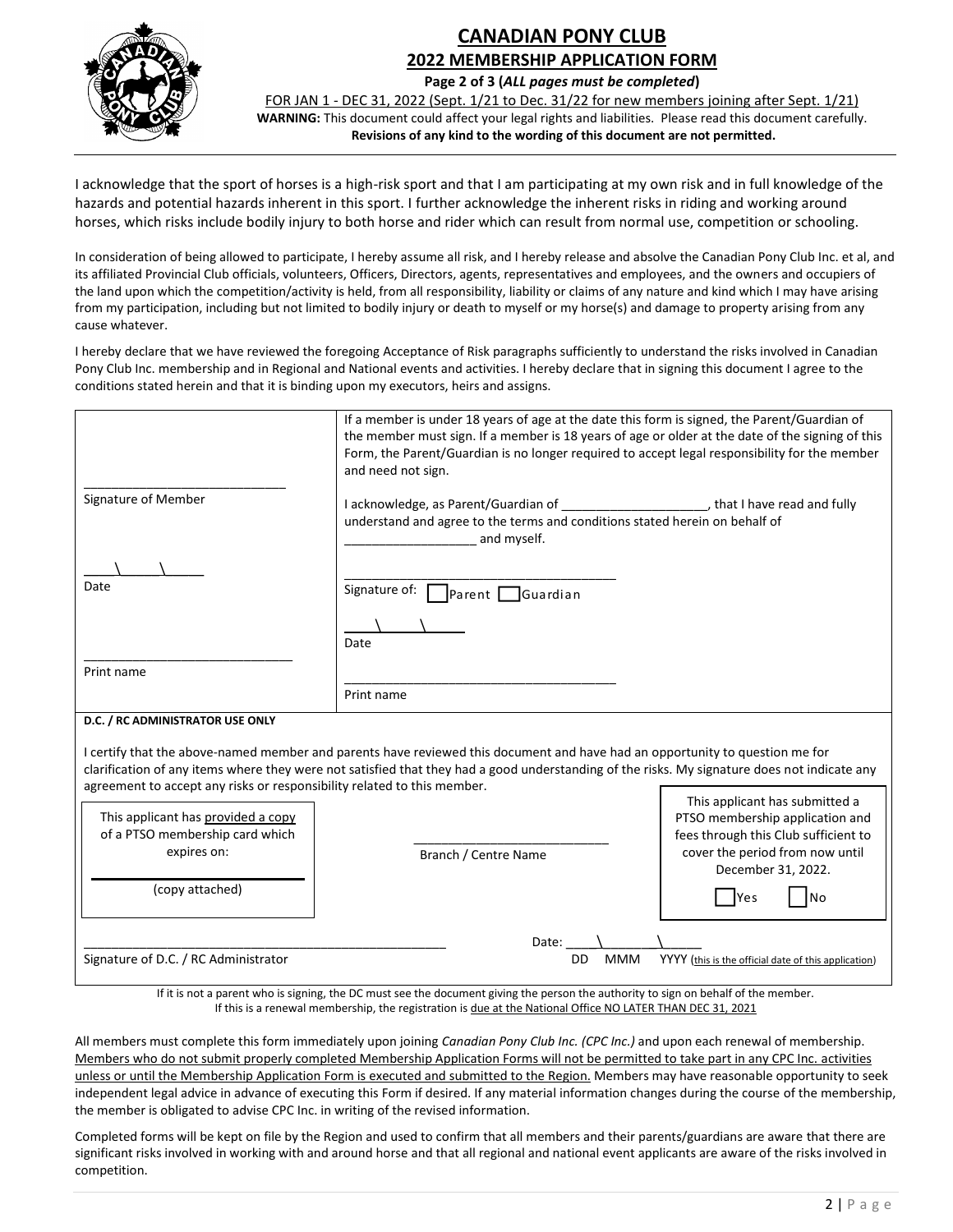# CANADIAN PONY CLUB

## 2022 MEMBERSHIP APPLICATION FORM

**Page 2 of 3 (*ALL pages must be completed*)**

FOR JAN 1 - DEC 31, 2022 (Sept. 1/21 to Dec. 31/22 for new members joining after Sept. 1/21)

**WARNING:** This document could affect your legal rights and liabilities. Please read this document carefully.

**Revisions of any kind to the wording of this document are not permitted.**

---

I acknowledge that the sport of horses is a high-risk sport and that I am participating at my own risk and in full knowledge of the hazards and potential hazards inherent in this sport. I further acknowledge the inherent risks in riding and working around horses, which risks include bodily injury to both horse and rider which can result from normal use, competition or schooling.

In consideration of being allowed to participate, I hereby assume all risk, and I hereby release and absolve the Canadian Pony Club Inc. et al, and its affiliated Provincial Club officials, volunteers, Officers, Directors, agents, representatives and employees, and the owners and occupiers of the land upon which the competition/activity is held, from all responsibility, liability or claims of any nature and kind which I may have arising from my participation, including but not limited to bodily injury or death to myself or my horse(s) and damage to property arising from any cause whatever.

I hereby declare that we have reviewed the foregoing Acceptance of Risk paragraphs sufficiently to understand the risks involved in Canadian Pony Club Inc. membership and in Regional and National events and activities. I hereby declare that in signing this document I agree to the conditions stated herein and that it is binding upon my executors, heirs and assigns.

| | |
|---|---|
| ____________________________ <br> Signature of Member <br><br> ____\\_____\\_____ <br> Date <br><br> ____________________________ <br> Print name | If a member is under 18 years of age at the date this form is signed, the Parent/Guardian of the member must sign. If a member is 18 years of age or older at the date of the signing of this Form, the Parent/Guardian is no longer required to accept legal responsibility for the member and need not sign. <br><br> I acknowledge, as Parent/Guardian of ____________________, that I have read and fully understand and agree to the terms and conditions stated herein on behalf of __________________ and myself. <br><br> ____________________________________ <br> Signature of: ☐ Parent ☐ Guardian <br><br> ____\\_____\\_____ <br> Date <br><br> ____________________________________ <br> Print name |

**D.C. / RC ADMINISTRATOR USE ONLY**

I certify that the above-named member and parents have reviewed this document and have had an opportunity to question me for clarification of any items where they were not satisfied that they had a good understanding of the risks. My signature does not indicate any agreement to accept any risks or responsibility related to this member.

| | | |
|---|---|---|
| This applicant has provided a copy of a PTSO membership card which expires on: <br> ____________________ <br> (copy attached) | ____________________________ <br> Branch / Centre Name | This applicant has submitted a PTSO membership application and fees through this Club sufficient to cover the period from now until December 31, 2022. <br> ☐ Yes ☐ No |

____________________________________________________ Date: ____\\_______\\______

Signature of D.C. / RC Administrator DD MMM YYYY (this is the official date of this application)

If it is not a parent who is signing, the DC must see the document giving the person the authority to sign on behalf of the member.
If this is a renewal membership, the registration is due at the National Office NO LATER THAN DEC 31, 2021

All members must complete this form immediately upon joining *Canadian Pony Club Inc. (CPC Inc.)* and upon each renewal of membership. Members who do not submit properly completed Membership Application Forms will not be permitted to take part in any CPC Inc. activities unless or until the Membership Application Form is executed and submitted to the Region. Members may have reasonable opportunity to seek independent legal advice in advance of executing this Form if desired. If any material information changes during the course of the membership, the member is obligated to advise CPC Inc. in writing of the revised information.

Completed forms will be kept on file by the Region and used to confirm that all members and their parents/guardians are aware that there are significant risks involved in working with and around horse and that all regional and national event applicants are aware of the risks involved in competition.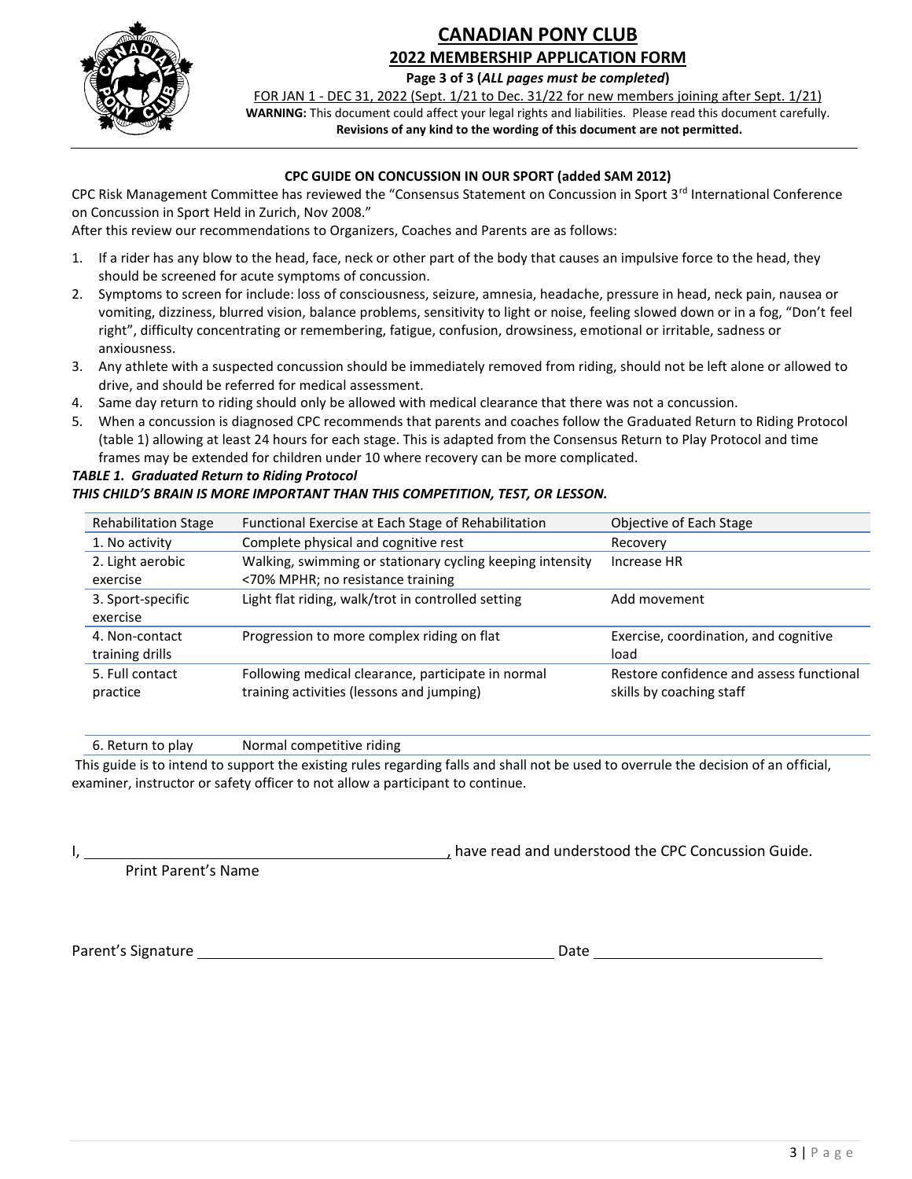# CANADIAN PONY CLUB

## 2022 MEMBERSHIP APPLICATION FORM

**Page 3 of 3 (*ALL pages must be completed*)**

FOR JAN 1 - DEC 31, 2022 (Sept. 1/21 to Dec. 31/22 for new members joining after Sept. 1/21)

**WARNING:** This document could affect your legal rights and liabilities. Please read this document carefully.

**Revisions of any kind to the wording of this document are not permitted.**

---

### CPC GUIDE ON CONCUSSION IN OUR SPORT (added SAM 2012)

CPC Risk Management Committee has reviewed the "Consensus Statement on Concussion in Sport 3rd International Conference on Concussion in Sport Held in Zurich, Nov 2008."

After this review our recommendations to Organizers, Coaches and Parents are as follows:

1. If a rider has any blow to the head, face, neck or other part of the body that causes an impulsive force to the head, they should be screened for acute symptoms of concussion.
2. Symptoms to screen for include: loss of consciousness, seizure, amnesia, headache, pressure in head, neck pain, nausea or vomiting, dizziness, blurred vision, balance problems, sensitivity to light or noise, feeling slowed down or in a fog, "Don't feel right", difficulty concentrating or remembering, fatigue, confusion, drowsiness, emotional or irritable, sadness or anxiousness.
3. Any athlete with a suspected concussion should be immediately removed from riding, should not be left alone or allowed to drive, and should be referred for medical assessment.
4. Same day return to riding should only be allowed with medical clearance that there was not a concussion.
5. When a concussion is diagnosed CPC recommends that parents and coaches follow the Graduated Return to Riding Protocol (table 1) allowing at least 24 hours for each stage. This is adapted from the Consensus Return to Play Protocol and time frames may be extended for children under 10 where recovery can be more complicated.

***TABLE 1. Graduated Return to Riding Protocol***

***THIS CHILD'S BRAIN IS MORE IMPORTANT THAN THIS COMPETITION, TEST, OR LESSON.***

| Rehabilitation Stage | Functional Exercise at Each Stage of Rehabilitation | Objective of Each Stage |
|---|---|---|
| 1. No activity | Complete physical and cognitive rest | Recovery |
| 2. Light aerobic exercise | Walking, swimming or stationary cycling keeping intensity <70% MPHR; no resistance training | Increase HR |
| 3. Sport-specific exercise | Light flat riding, walk/trot in controlled setting | Add movement |
| 4. Non-contact training drills | Progression to more complex riding on flat | Exercise, coordination, and cognitive load |
| 5. Full contact practice | Following medical clearance, participate in normal training activities (lessons and jumping) | Restore confidence and assess functional skills by coaching staff |
| 6. Return to play | Normal competitive riding | |

This guide is to intend to support the existing rules regarding falls and shall not be used to overrule the decision of an official, examiner, instructor or safety officer to not allow a participant to continue.

I, \_\_\_\_\_\_\_\_\_\_\_\_\_\_\_\_\_\_\_\_\_\_\_\_\_\_\_\_\_\_\_\_\_\_\_\_\_\_\_\_, have read and understood the CPC Concussion Guide.

Print Parent's Name

Parent's Signature \_\_\_\_\_\_\_\_\_\_\_\_\_\_\_\_\_\_\_\_\_\_\_\_\_\_\_\_\_\_\_\_\_\_\_\_\_\_\_\_ Date \_\_\_\_\_\_\_\_\_\_\_\_\_\_\_\_\_\_\_\_\_\_\_\_\_